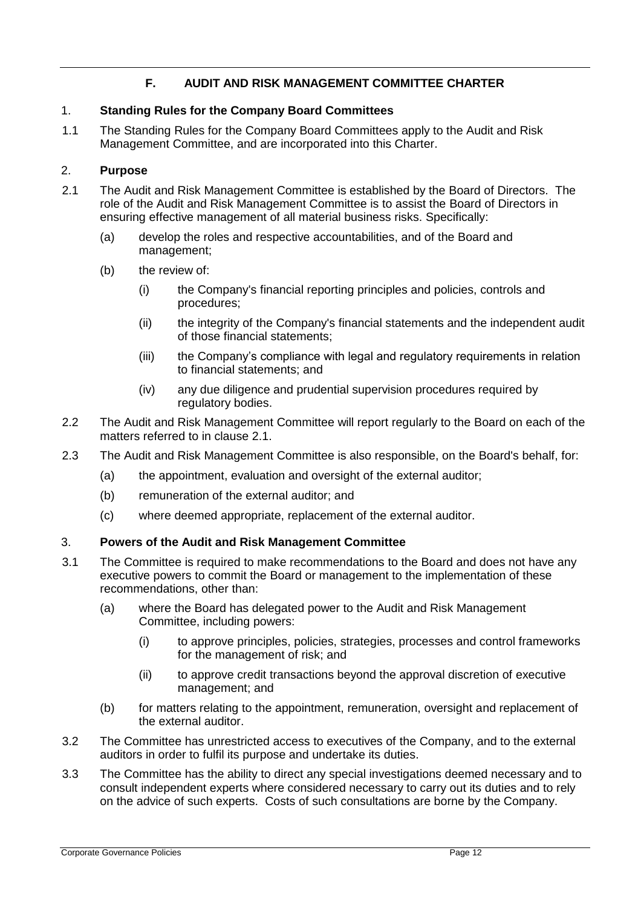## F. AUDIT AND RISK MANAGEMENT COMMITTEE CHARTER

### 1. Standing Rules for the Company Board Committees

1.1 The Standing Rules for the Company Board Committees apply to the Audit and Risk Management Committee, and are incorporated into this Charter.

### 2. Purpose

2.1 The Audit and Risk Management Committee is established by the Board of Directors. The role of the Audit and Risk Management Committee is to assist the Board of Directors in ensuring effective management of all material business risks. Specifically:

- (a) develop the roles and respective accountabilities, and of the Board and management;
- (b) the review of:
  - (i) the Company's financial reporting principles and policies, controls and procedures;
  - (ii) the integrity of the Company's financial statements and the independent audit of those financial statements;
  - (iii) the Company's compliance with legal and regulatory requirements in relation to financial statements; and
  - (iv) any due diligence and prudential supervision procedures required by regulatory bodies.

2.2 The Audit and Risk Management Committee will report regularly to the Board on each of the matters referred to in clause 2.1.

2.3 The Audit and Risk Management Committee is also responsible, on the Board's behalf, for:

- (a) the appointment, evaluation and oversight of the external auditor;
- (b) remuneration of the external auditor; and
- (c) where deemed appropriate, replacement of the external auditor.

### 3. Powers of the Audit and Risk Management Committee

3.1 The Committee is required to make recommendations to the Board and does not have any executive powers to commit the Board or management to the implementation of these recommendations, other than:

- (a) where the Board has delegated power to the Audit and Risk Management Committee, including powers:
  - (i) to approve principles, policies, strategies, processes and control frameworks for the management of risk; and
  - (ii) to approve credit transactions beyond the approval discretion of executive management; and
- (b) for matters relating to the appointment, remuneration, oversight and replacement of the external auditor.

3.2 The Committee has unrestricted access to executives of the Company, and to the external auditors in order to fulfil its purpose and undertake its duties.

3.3 The Committee has the ability to direct any special investigations deemed necessary and to consult independent experts where considered necessary to carry out its duties and to rely on the advice of such experts. Costs of such consultations are borne by the Company.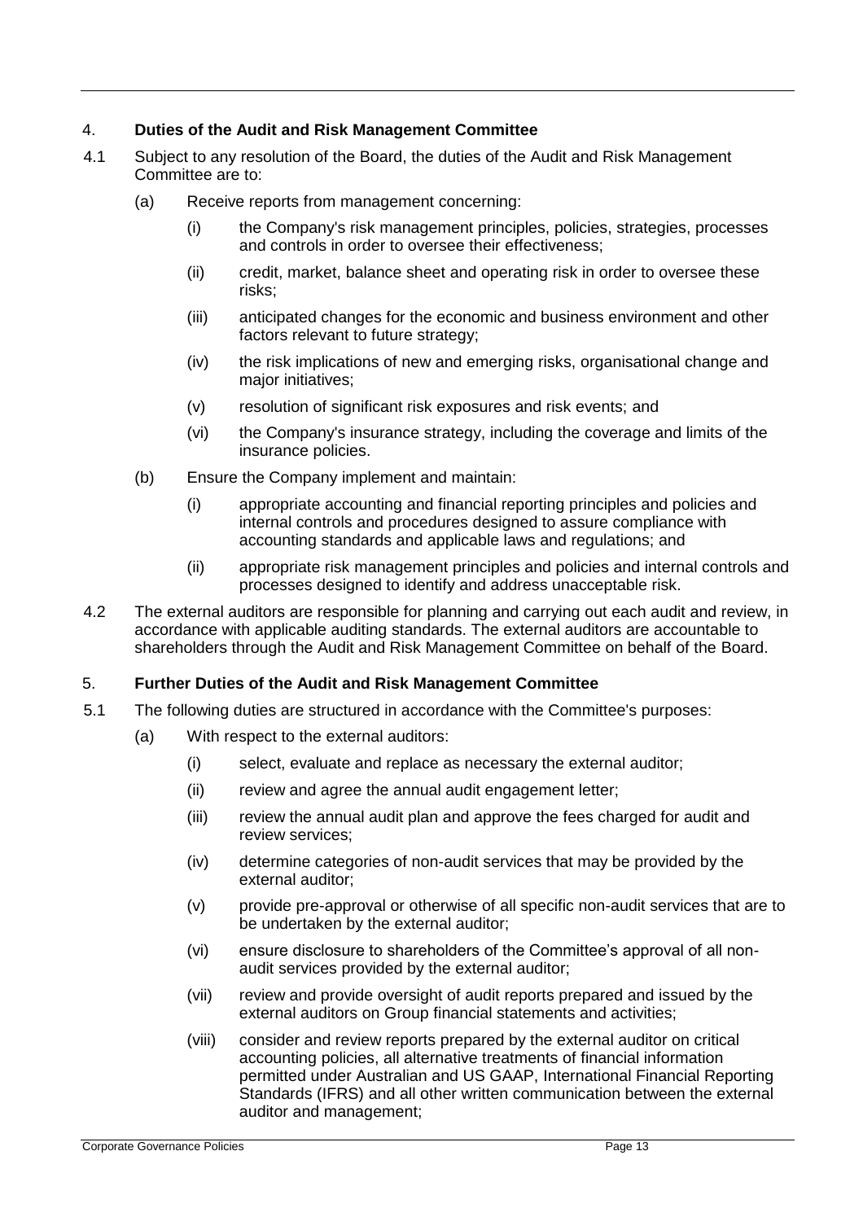## 4. Duties of the Audit and Risk Management Committee

4.1 Subject to any resolution of the Board, the duties of the Audit and Risk Management Committee are to:

(a) Receive reports from management concerning:

(i) the Company's risk management principles, policies, strategies, processes and controls in order to oversee their effectiveness;

(ii) credit, market, balance sheet and operating risk in order to oversee these risks;

(iii) anticipated changes for the economic and business environment and other factors relevant to future strategy;

(iv) the risk implications of new and emerging risks, organisational change and major initiatives;

(v) resolution of significant risk exposures and risk events; and

(vi) the Company's insurance strategy, including the coverage and limits of the insurance policies.

(b) Ensure the Company implement and maintain:

(i) appropriate accounting and financial reporting principles and policies and internal controls and procedures designed to assure compliance with accounting standards and applicable laws and regulations; and

(ii) appropriate risk management principles and policies and internal controls and processes designed to identify and address unacceptable risk.

4.2 The external auditors are responsible for planning and carrying out each audit and review, in accordance with applicable auditing standards. The external auditors are accountable to shareholders through the Audit and Risk Management Committee on behalf of the Board.

## 5. Further Duties of the Audit and Risk Management Committee

5.1 The following duties are structured in accordance with the Committee's purposes:

(a) With respect to the external auditors:

(i) select, evaluate and replace as necessary the external auditor;

(ii) review and agree the annual audit engagement letter;

(iii) review the annual audit plan and approve the fees charged for audit and review services;

(iv) determine categories of non-audit services that may be provided by the external auditor;

(v) provide pre-approval or otherwise of all specific non-audit services that are to be undertaken by the external auditor;

(vi) ensure disclosure to shareholders of the Committee's approval of all non-audit services provided by the external auditor;

(vii) review and provide oversight of audit reports prepared and issued by the external auditors on Group financial statements and activities;

(viii) consider and review reports prepared by the external auditor on critical accounting policies, all alternative treatments of financial information permitted under Australian and US GAAP, International Financial Reporting Standards (IFRS) and all other written communication between the external auditor and management;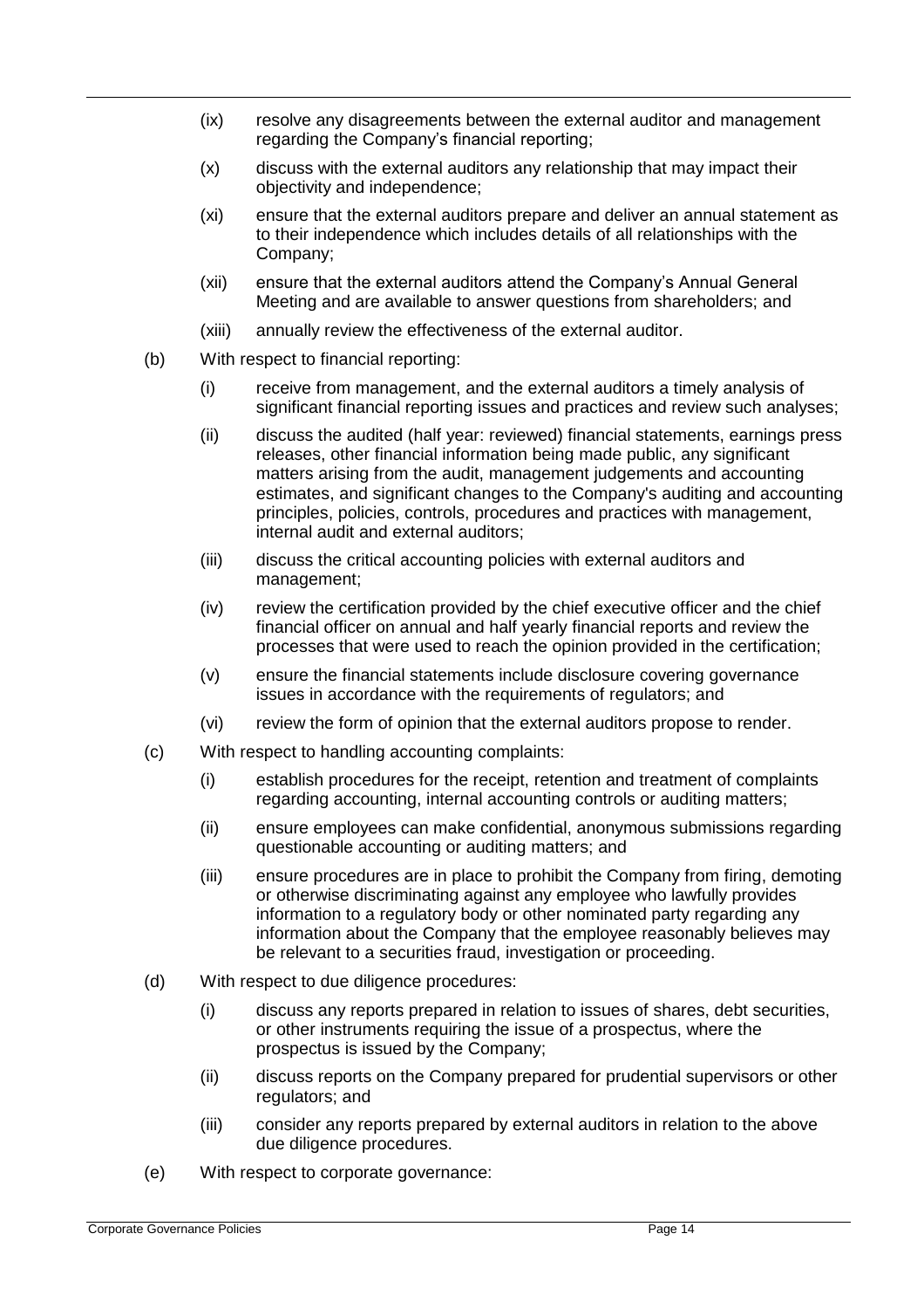(ix) resolve any disagreements between the external auditor and management regarding the Company's financial reporting;

(x) discuss with the external auditors any relationship that may impact their objectivity and independence;

(xi) ensure that the external auditors prepare and deliver an annual statement as to their independence which includes details of all relationships with the Company;

(xii) ensure that the external auditors attend the Company's Annual General Meeting and are available to answer questions from shareholders; and

(xiii) annually review the effectiveness of the external auditor.

(b) With respect to financial reporting:

(i) receive from management, and the external auditors a timely analysis of significant financial reporting issues and practices and review such analyses;

(ii) discuss the audited (half year: reviewed) financial statements, earnings press releases, other financial information being made public, any significant matters arising from the audit, management judgements and accounting estimates, and significant changes to the Company's auditing and accounting principles, policies, controls, procedures and practices with management, internal audit and external auditors;

(iii) discuss the critical accounting policies with external auditors and management;

(iv) review the certification provided by the chief executive officer and the chief financial officer on annual and half yearly financial reports and review the processes that were used to reach the opinion provided in the certification;

(v) ensure the financial statements include disclosure covering governance issues in accordance with the requirements of regulators; and

(vi) review the form of opinion that the external auditors propose to render.

(c) With respect to handling accounting complaints:

(i) establish procedures for the receipt, retention and treatment of complaints regarding accounting, internal accounting controls or auditing matters;

(ii) ensure employees can make confidential, anonymous submissions regarding questionable accounting or auditing matters; and

(iii) ensure procedures are in place to prohibit the Company from firing, demoting or otherwise discriminating against any employee who lawfully provides information to a regulatory body or other nominated party regarding any information about the Company that the employee reasonably believes may be relevant to a securities fraud, investigation or proceeding.

(d) With respect to due diligence procedures:

(i) discuss any reports prepared in relation to issues of shares, debt securities, or other instruments requiring the issue of a prospectus, where the prospectus is issued by the Company;

(ii) discuss reports on the Company prepared for prudential supervisors or other regulators; and

(iii) consider any reports prepared by external auditors in relation to the above due diligence procedures.

(e) With respect to corporate governance: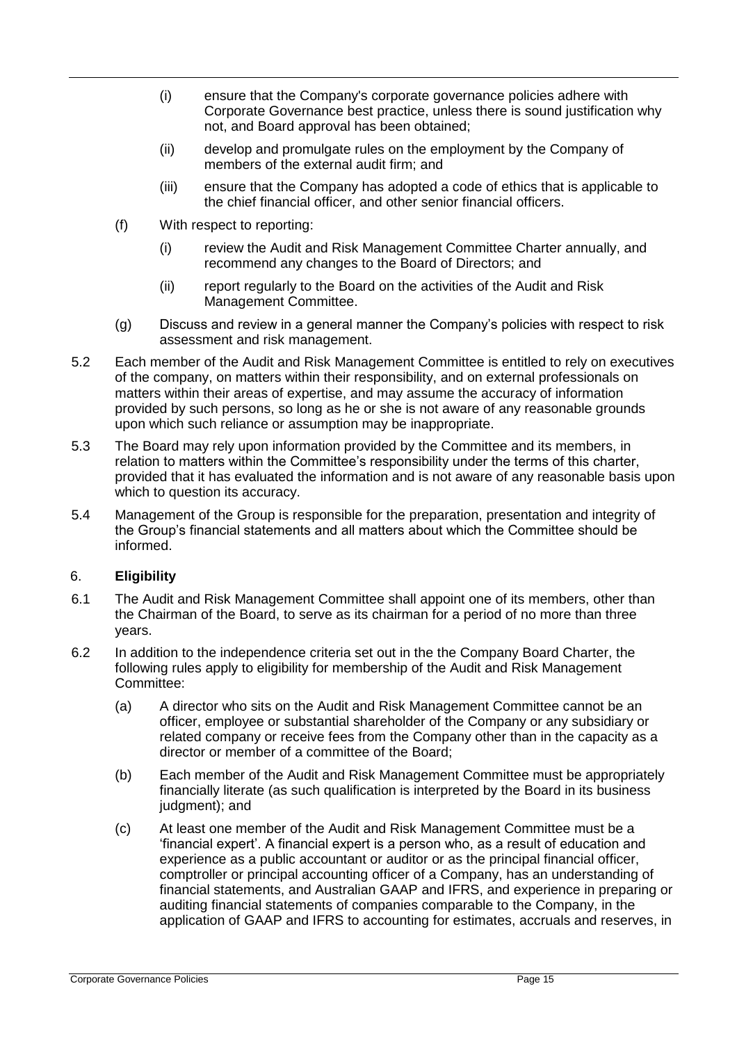(i) ensure that the Company's corporate governance policies adhere with Corporate Governance best practice, unless there is sound justification why not, and Board approval has been obtained;

(ii) develop and promulgate rules on the employment by the Company of members of the external audit firm; and

(iii) ensure that the Company has adopted a code of ethics that is applicable to the chief financial officer, and other senior financial officers.

(f) With respect to reporting:

(i) review the Audit and Risk Management Committee Charter annually, and recommend any changes to the Board of Directors; and

(ii) report regularly to the Board on the activities of the Audit and Risk Management Committee.

(g) Discuss and review in a general manner the Company's policies with respect to risk assessment and risk management.

5.2 Each member of the Audit and Risk Management Committee is entitled to rely on executives of the company, on matters within their responsibility, and on external professionals on matters within their areas of expertise, and may assume the accuracy of information provided by such persons, so long as he or she is not aware of any reasonable grounds upon which such reliance or assumption may be inappropriate.

5.3 The Board may rely upon information provided by the Committee and its members, in relation to matters within the Committee's responsibility under the terms of this charter, provided that it has evaluated the information and is not aware of any reasonable basis upon which to question its accuracy.

5.4 Management of the Group is responsible for the preparation, presentation and integrity of the Group's financial statements and all matters about which the Committee should be informed.

## 6. **Eligibility**

6.1 The Audit and Risk Management Committee shall appoint one of its members, other than the Chairman of the Board, to serve as its chairman for a period of no more than three years.

6.2 In addition to the independence criteria set out in the the Company Board Charter, the following rules apply to eligibility for membership of the Audit and Risk Management Committee:

(a) A director who sits on the Audit and Risk Management Committee cannot be an officer, employee or substantial shareholder of the Company or any subsidiary or related company or receive fees from the Company other than in the capacity as a director or member of a committee of the Board;

(b) Each member of the Audit and Risk Management Committee must be appropriately financially literate (as such qualification is interpreted by the Board in its business judgment); and

(c) At least one member of the Audit and Risk Management Committee must be a 'financial expert'. A financial expert is a person who, as a result of education and experience as a public accountant or auditor or as the principal financial officer, comptroller or principal accounting officer of a Company, has an understanding of financial statements, and Australian GAAP and IFRS, and experience in preparing or auditing financial statements of companies comparable to the Company, in the application of GAAP and IFRS to accounting for estimates, accruals and reserves, in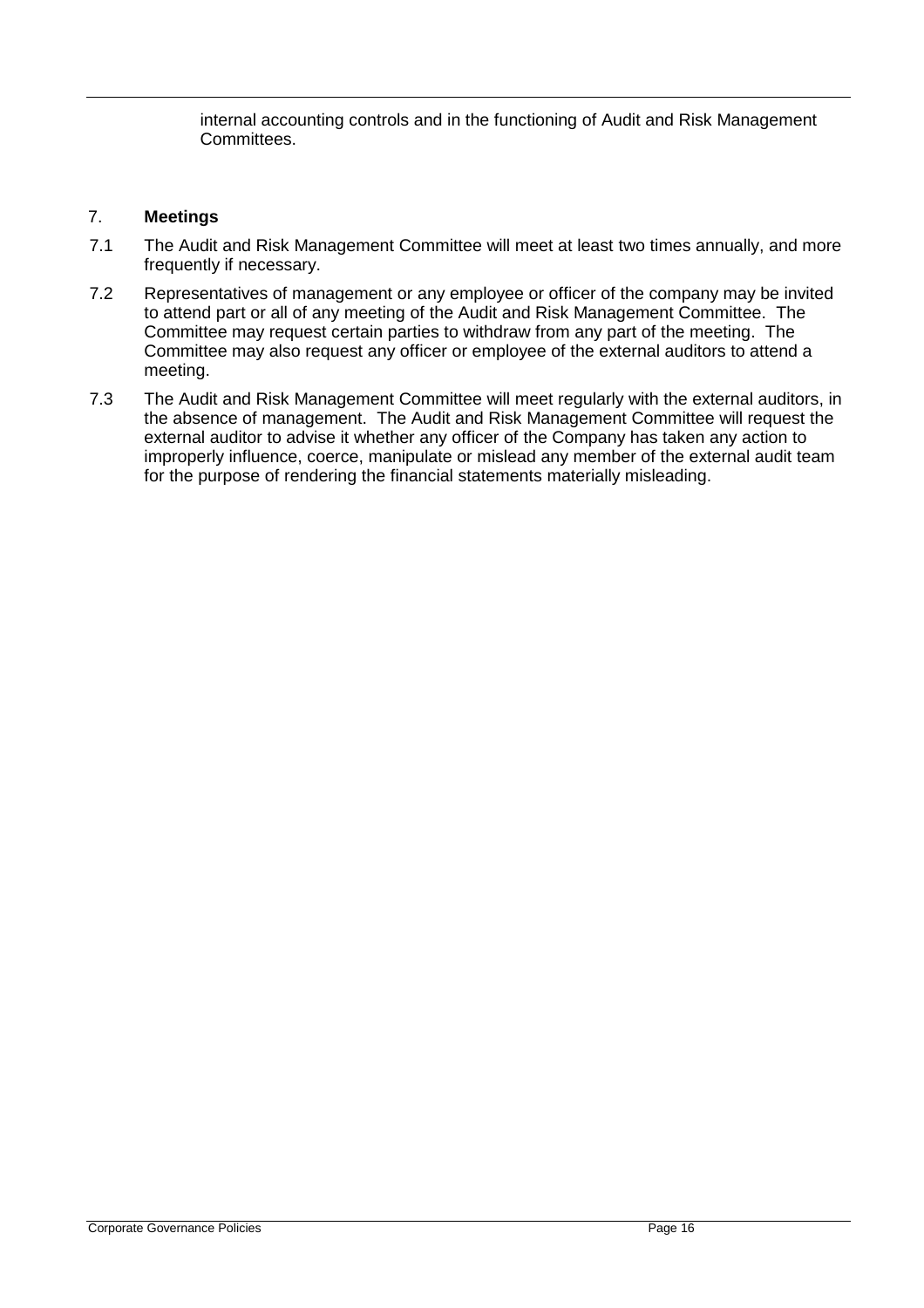internal accounting controls and in the functioning of Audit and Risk Management Committees.

## 7. Meetings

7.1 The Audit and Risk Management Committee will meet at least two times annually, and more frequently if necessary.

7.2 Representatives of management or any employee or officer of the company may be invited to attend part or all of any meeting of the Audit and Risk Management Committee. The Committee may request certain parties to withdraw from any part of the meeting. The Committee may also request any officer or employee of the external auditors to attend a meeting.

7.3 The Audit and Risk Management Committee will meet regularly with the external auditors, in the absence of management. The Audit and Risk Management Committee will request the external auditor to advise it whether any officer of the Company has taken any action to improperly influence, coerce, manipulate or mislead any member of the external audit team for the purpose of rendering the financial statements materially misleading.